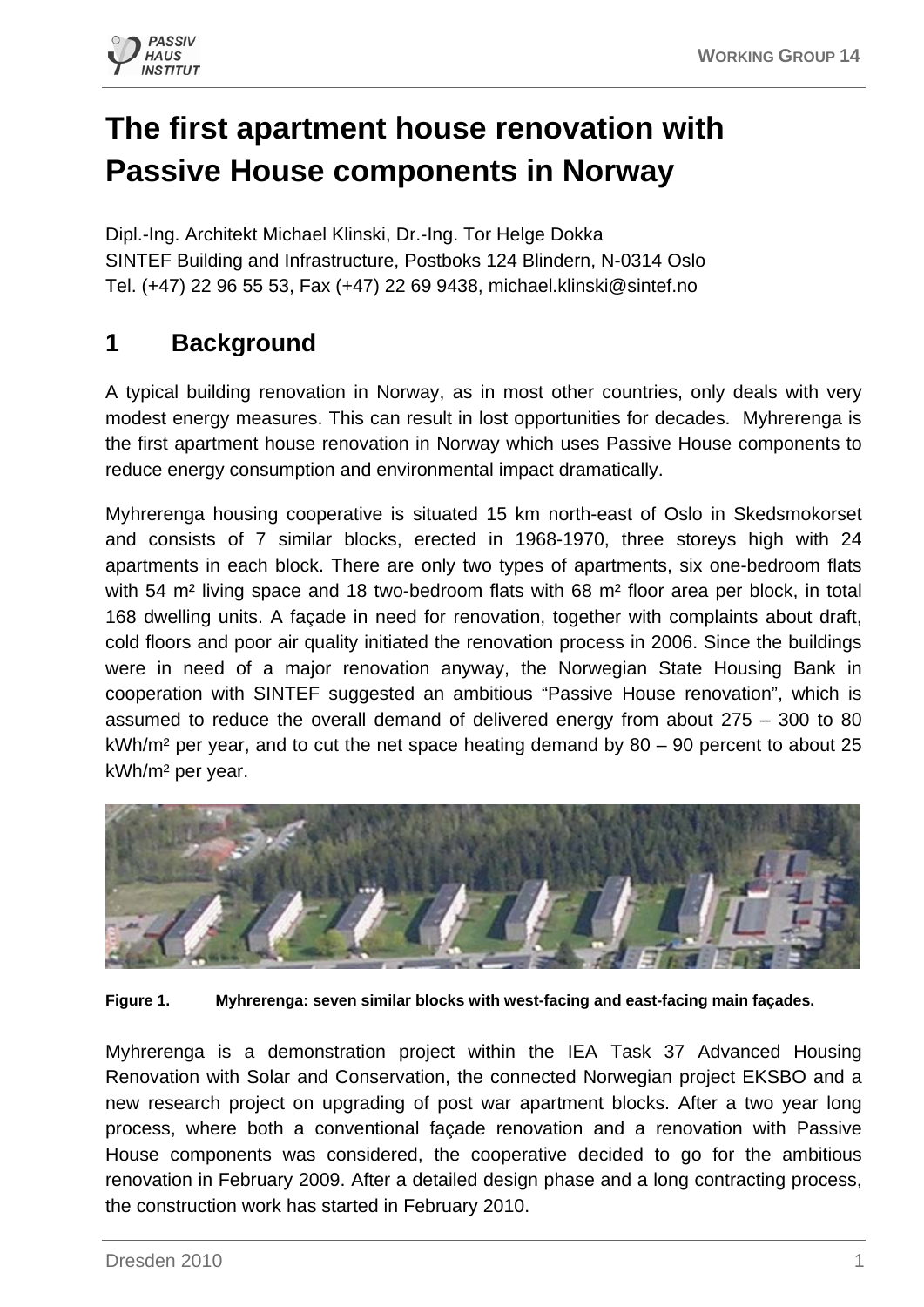# The first apartment house renovation with Passive House components in Norway

Dipl.-Ing. Architekt Michael Klinski, Dr.-Ing. Tor Helge Dokka
SINTEF Building and Infrastructure, Postboks 124 Blindern, N-0314 Oslo
Tel. (+47) 22 96 55 53, Fax (+47) 22 69 9438, michael.klinski@sintef.no

## 1 Background

A typical building renovation in Norway, as in most other countries, only deals with very modest energy measures. This can result in lost opportunities for decades. Myhrerenga is the first apartment house renovation in Norway which uses Passive House components to reduce energy consumption and environmental impact dramatically.

Myhrerenga housing cooperative is situated 15 km north-east of Oslo in Skedsmokorset and consists of 7 similar blocks, erected in 1968-1970, three storeys high with 24 apartments in each block. There are only two types of apartments, six one-bedroom flats with 54 m² living space and 18 two-bedroom flats with 68 m² floor area per block, in total 168 dwelling units. A façade in need for renovation, together with complaints about draft, cold floors and poor air quality initiated the renovation process in 2006. Since the buildings were in need of a major renovation anyway, the Norwegian State Housing Bank in cooperation with SINTEF suggested an ambitious “Passive House renovation”, which is assumed to reduce the overall demand of delivered energy from about 275 – 300 to 80 kWh/m² per year, and to cut the net space heating demand by 80 – 90 percent to about 25 kWh/m² per year.

**Figure 1. Myhrerenga: seven similar blocks with west-facing and east-facing main façades.**

Myhrerenga is a demonstration project within the IEA Task 37 Advanced Housing Renovation with Solar and Conservation, the connected Norwegian project EKSBO and a new research project on upgrading of post war apartment blocks. After a two year long process, where both a conventional façade renovation and a renovation with Passive House components was considered, the cooperative decided to go for the ambitious renovation in February 2009. After a detailed design phase and a long contracting process, the construction work has started in February 2010.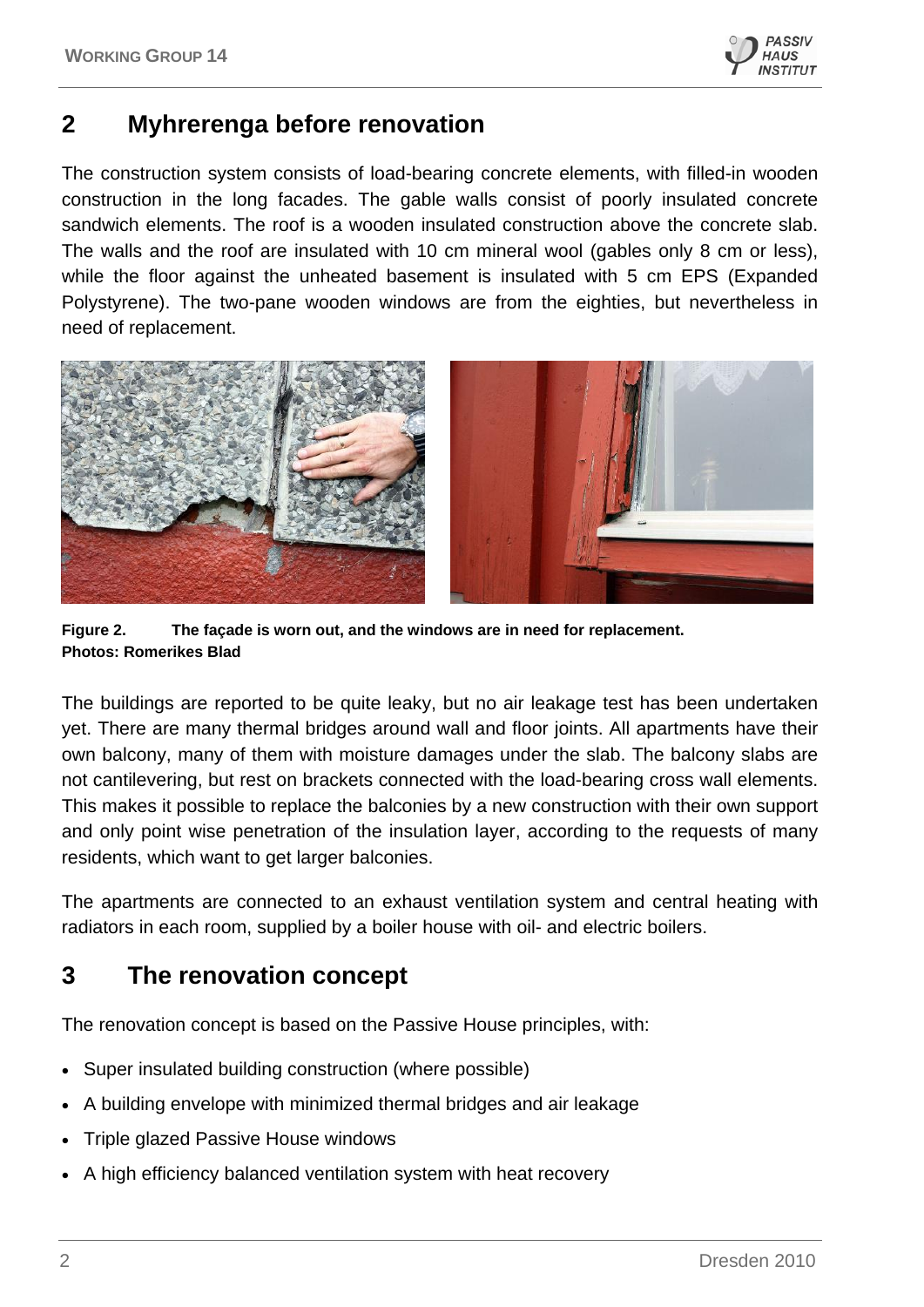## 2 Myhrerenga before renovation

The construction system consists of load-bearing concrete elements, with filled-in wooden construction in the long facades. The gable walls consist of poorly insulated concrete sandwich elements. The roof is a wooden insulated construction above the concrete slab. The walls and the roof are insulated with 10 cm mineral wool (gables only 8 cm or less), while the floor against the unheated basement is insulated with 5 cm EPS (Expanded Polystyrene). The two-pane wooden windows are from the eighties, but nevertheless in need of replacement.

**Figure 2. The façade is worn out, and the windows are in need for replacement. Photos: Romerikes Blad**

The buildings are reported to be quite leaky, but no air leakage test has been undertaken yet. There are many thermal bridges around wall and floor joints. All apartments have their own balcony, many of them with moisture damages under the slab. The balcony slabs are not cantilevering, but rest on brackets connected with the load-bearing cross wall elements. This makes it possible to replace the balconies by a new construction with their own support and only point wise penetration of the insulation layer, according to the requests of many residents, which want to get larger balconies.

The apartments are connected to an exhaust ventilation system and central heating with radiators in each room, supplied by a boiler house with oil- and electric boilers.

## 3 The renovation concept

The renovation concept is based on the Passive House principles, with:

- Super insulated building construction (where possible)
- A building envelope with minimized thermal bridges and air leakage
- Triple glazed Passive House windows
- A high efficiency balanced ventilation system with heat recovery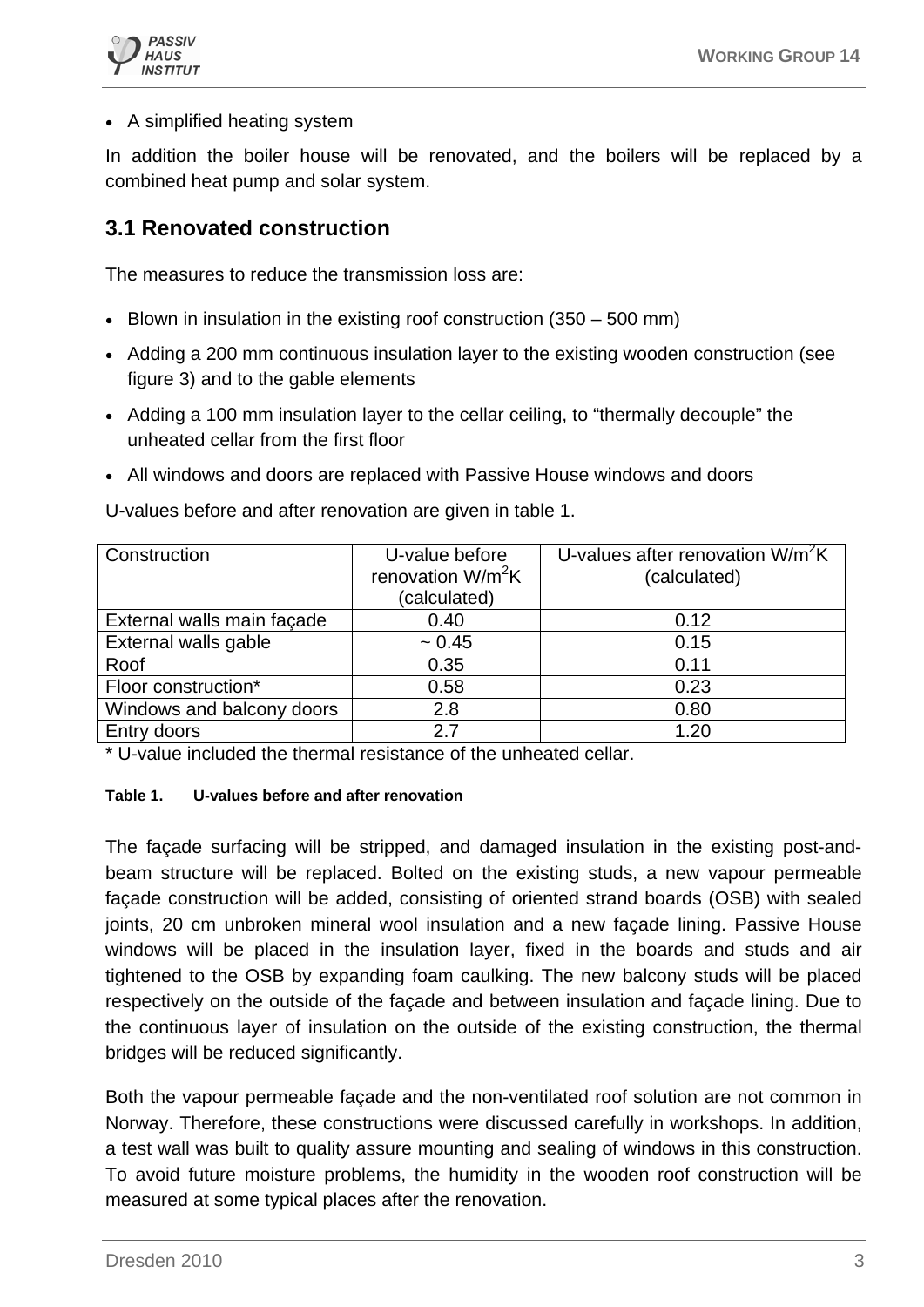- A simplified heating system

In addition the boiler house will be renovated, and the boilers will be replaced by a combined heat pump and solar system.

## 3.1 Renovated construction

The measures to reduce the transmission loss are:

- Blown in insulation in the existing roof construction (350 – 500 mm)
- Adding a 200 mm continuous insulation layer to the existing wooden construction (see figure 3) and to the gable elements
- Adding a 100 mm insulation layer to the cellar ceiling, to "thermally decouple" the unheated cellar from the first floor
- All windows and doors are replaced with Passive House windows and doors

U-values before and after renovation are given in table 1.

| Construction | U-value before renovation $W/m^2K$ (calculated) | U-values after renovation $W/m^2K$ (calculated) |
|---|---|---|
| External walls main façade | 0.40 | 0.12 |
| External walls gable | ~ 0.45 | 0.15 |
| Roof | 0.35 | 0.11 |
| Floor construction* | 0.58 | 0.23 |
| Windows and balcony doors | 2.8 | 0.80 |
| Entry doors | 2.7 | 1.20 |

\* U-value included the thermal resistance of the unheated cellar.

**Table 1. U-values before and after renovation**

The façade surfacing will be stripped, and damaged insulation in the existing post-and-beam structure will be replaced. Bolted on the existing studs, a new vapour permeable façade construction will be added, consisting of oriented strand boards (OSB) with sealed joints, 20 cm unbroken mineral wool insulation and a new façade lining. Passive House windows will be placed in the insulation layer, fixed in the boards and studs and air tightened to the OSB by expanding foam caulking. The new balcony studs will be placed respectively on the outside of the façade and between insulation and façade lining. Due to the continuous layer of insulation on the outside of the existing construction, the thermal bridges will be reduced significantly.

Both the vapour permeable façade and the non-ventilated roof solution are not common in Norway. Therefore, these constructions were discussed carefully in workshops. In addition, a test wall was built to quality assure mounting and sealing of windows in this construction. To avoid future moisture problems, the humidity in the wooden roof construction will be measured at some typical places after the renovation.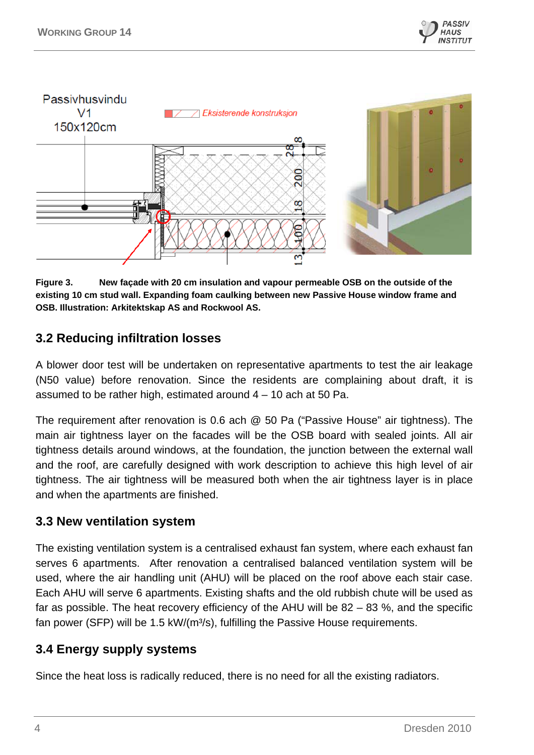Passivhusvindu
V1
150x120cm

Eksisterende konstruksjon

8
28
200
18
100
13

**Figure 3.** **New façade with 20 cm insulation and vapour permeable OSB on the outside of the existing 10 cm stud wall. Expanding foam caulking between new Passive House window frame and OSB. Illustration: Arkitektskap AS and Rockwool AS.**

## 3.2 Reducing infiltration losses

A blower door test will be undertaken on representative apartments to test the air leakage (N50 value) before renovation. Since the residents are complaining about draft, it is assumed to be rather high, estimated around 4 – 10 ach at 50 Pa.

The requirement after renovation is 0.6 ach @ 50 Pa ("Passive House" air tightness). The main air tightness layer on the facades will be the OSB board with sealed joints. All air tightness details around windows, at the foundation, the junction between the external wall and the roof, are carefully designed with work description to achieve this high level of air tightness. The air tightness will be measured both when the air tightness layer is in place and when the apartments are finished.

## 3.3 New ventilation system

The existing ventilation system is a centralised exhaust fan system, where each exhaust fan serves 6 apartments. After renovation a centralised balanced ventilation system will be used, where the air handling unit (AHU) will be placed on the roof above each stair case. Each AHU will serve 6 apartments. Existing shafts and the old rubbish chute will be used as far as possible. The heat recovery efficiency of the AHU will be 82 – 83 %, and the specific fan power (SFP) will be 1.5 kW/(m³/s), fulfilling the Passive House requirements.

## 3.4 Energy supply systems

Since the heat loss is radically reduced, there is no need for all the existing radiators.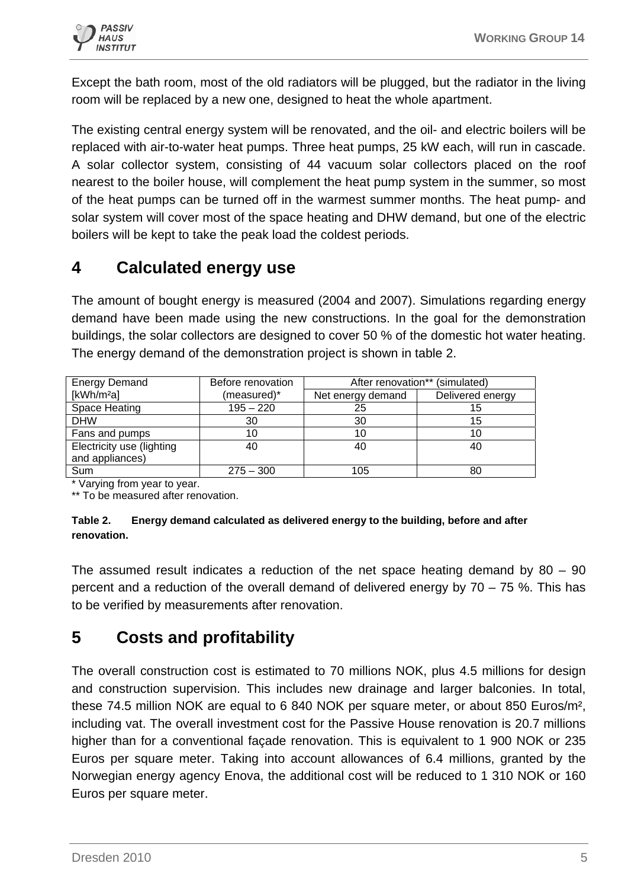Except the bath room, most of the old radiators will be plugged, but the radiator in the living room will be replaced by a new one, designed to heat the whole apartment.

The existing central energy system will be renovated, and the oil- and electric boilers will be replaced with air-to-water heat pumps. Three heat pumps, 25 kW each, will run in cascade. A solar collector system, consisting of 44 vacuum solar collectors placed on the roof nearest to the boiler house, will complement the heat pump system in the summer, so most of the heat pumps can be turned off in the warmest summer months. The heat pump- and solar system will cover most of the space heating and DHW demand, but one of the electric boilers will be kept to take the peak load the coldest periods.

# 4 Calculated energy use

The amount of bought energy is measured (2004 and 2007). Simulations regarding energy demand have been made using the new constructions. In the goal for the demonstration buildings, the solar collectors are designed to cover 50 % of the domestic hot water heating. The energy demand of the demonstration project is shown in table 2.

| Energy Demand [kWh/m²a] | Before renovation (measured)* | After renovation** (simulated) | |
|---|---|---|---|
| | | Net energy demand | Delivered energy |
| Space Heating | 195 – 220 | 25 | 15 |
| DHW | 30 | 30 | 15 |
| Fans and pumps | 10 | 10 | 10 |
| Electricity use (lighting and appliances) | 40 | 40 | 40 |
| Sum | 275 – 300 | 105 | 80 |

\* Varying from year to year.
\** To be measured after renovation.

**Table 2. Energy demand calculated as delivered energy to the building, before and after renovation.**

The assumed result indicates a reduction of the net space heating demand by 80 – 90 percent and a reduction of the overall demand of delivered energy by 70 – 75 %. This has to be verified by measurements after renovation.

# 5 Costs and profitability

The overall construction cost is estimated to 70 millions NOK, plus 4.5 millions for design and construction supervision. This includes new drainage and larger balconies. In total, these 74.5 million NOK are equal to 6 840 NOK per square meter, or about 850 Euros/m², including vat. The overall investment cost for the Passive House renovation is 20.7 millions higher than for a conventional façade renovation. This is equivalent to 1 900 NOK or 235 Euros per square meter. Taking into account allowances of 6.4 millions, granted by the Norwegian energy agency Enova, the additional cost will be reduced to 1 310 NOK or 160 Euros per square meter.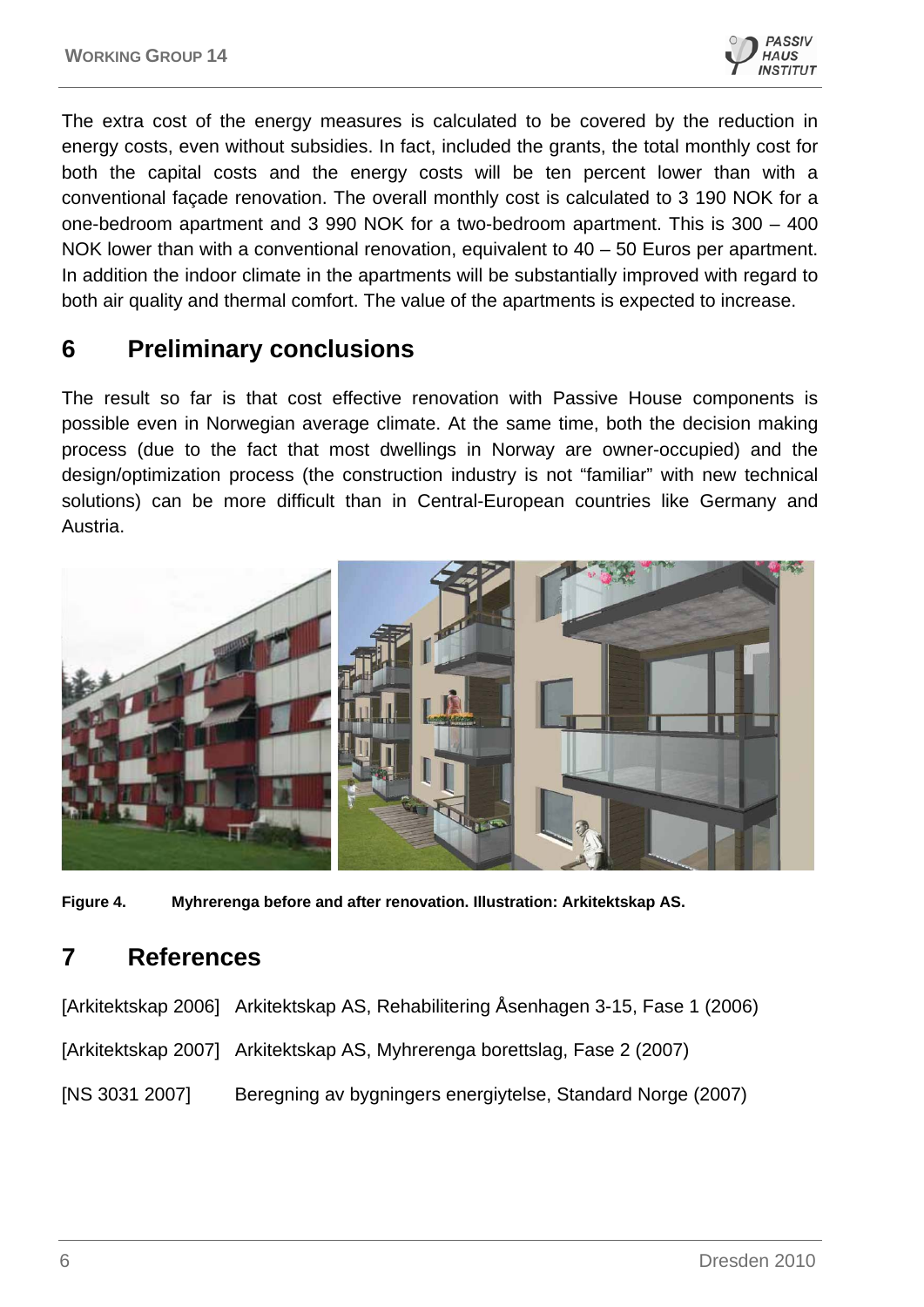The extra cost of the energy measures is calculated to be covered by the reduction in energy costs, even without subsidies. In fact, included the grants, the total monthly cost for both the capital costs and the energy costs will be ten percent lower than with a conventional façade renovation. The overall monthly cost is calculated to 3 190 NOK for a one-bedroom apartment and 3 990 NOK for a two-bedroom apartment. This is 300 – 400 NOK lower than with a conventional renovation, equivalent to 40 – 50 Euros per apartment. In addition the indoor climate in the apartments will be substantially improved with regard to both air quality and thermal comfort. The value of the apartments is expected to increase.

# 6 Preliminary conclusions

The result so far is that cost effective renovation with Passive House components is possible even in Norwegian average climate. At the same time, both the decision making process (due to the fact that most dwellings in Norway are owner-occupied) and the design/optimization process (the construction industry is not "familiar" with new technical solutions) can be more difficult than in Central-European countries like Germany and Austria.

**Figure 4. Myhrerenga before and after renovation. Illustration: Arkitektskap AS.**

# 7 References

[Arkitektskap 2006] Arkitektskap AS, Rehabilitering Åsenhagen 3-15, Fase 1 (2006)

[Arkitektskap 2007] Arkitektskap AS, Myhrerenga borettslag, Fase 2 (2007)

[NS 3031 2007] Beregning av bygningers energiytelse, Standard Norge (2007)